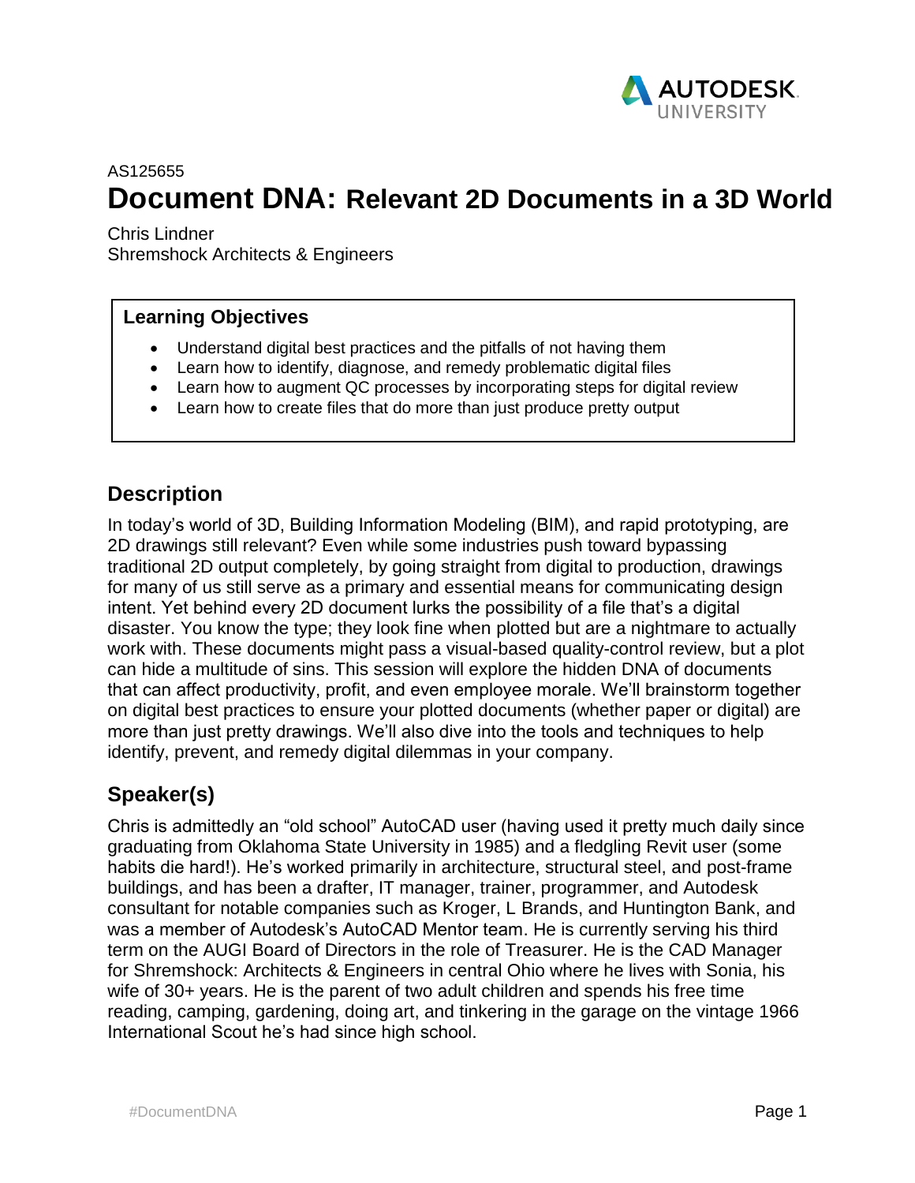AS125655

# Document DNA: Relevant 2D Documents in a 3D World

Chris Lindner
Shremshock Architects & Engineers

**Learning Objectives**

- Understand digital best practices and the pitfalls of not having them
- Learn how to identify, diagnose, and remedy problematic digital files
- Learn how to augment QC processes by incorporating steps for digital review
- Learn how to create files that do more than just produce pretty output

## Description

In today's world of 3D, Building Information Modeling (BIM), and rapid prototyping, are 2D drawings still relevant? Even while some industries push toward bypassing traditional 2D output completely, by going straight from digital to production, drawings for many of us still serve as a primary and essential means for communicating design intent. Yet behind every 2D document lurks the possibility of a file that's a digital disaster. You know the type; they look fine when plotted but are a nightmare to actually work with. These documents might pass a visual-based quality-control review, but a plot can hide a multitude of sins. This session will explore the hidden DNA of documents that can affect productivity, profit, and even employee morale. We'll brainstorm together on digital best practices to ensure your plotted documents (whether paper or digital) are more than just pretty drawings. We'll also dive into the tools and techniques to help identify, prevent, and remedy digital dilemmas in your company.

## Speaker(s)

Chris is admittedly an "old school" AutoCAD user (having used it pretty much daily since graduating from Oklahoma State University in 1985) and a fledgling Revit user (some habits die hard!). He's worked primarily in architecture, structural steel, and post-frame buildings, and has been a drafter, IT manager, trainer, programmer, and Autodesk consultant for notable companies such as Kroger, L Brands, and Huntington Bank, and was a member of Autodesk's AutoCAD Mentor team. He is currently serving his third term on the AUGI Board of Directors in the role of Treasurer. He is the CAD Manager for Shremshock: Architects & Engineers in central Ohio where he lives with Sonia, his wife of 30+ years. He is the parent of two adult children and spends his free time reading, camping, gardening, doing art, and tinkering in the garage on the vintage 1966 International Scout he's had since high school.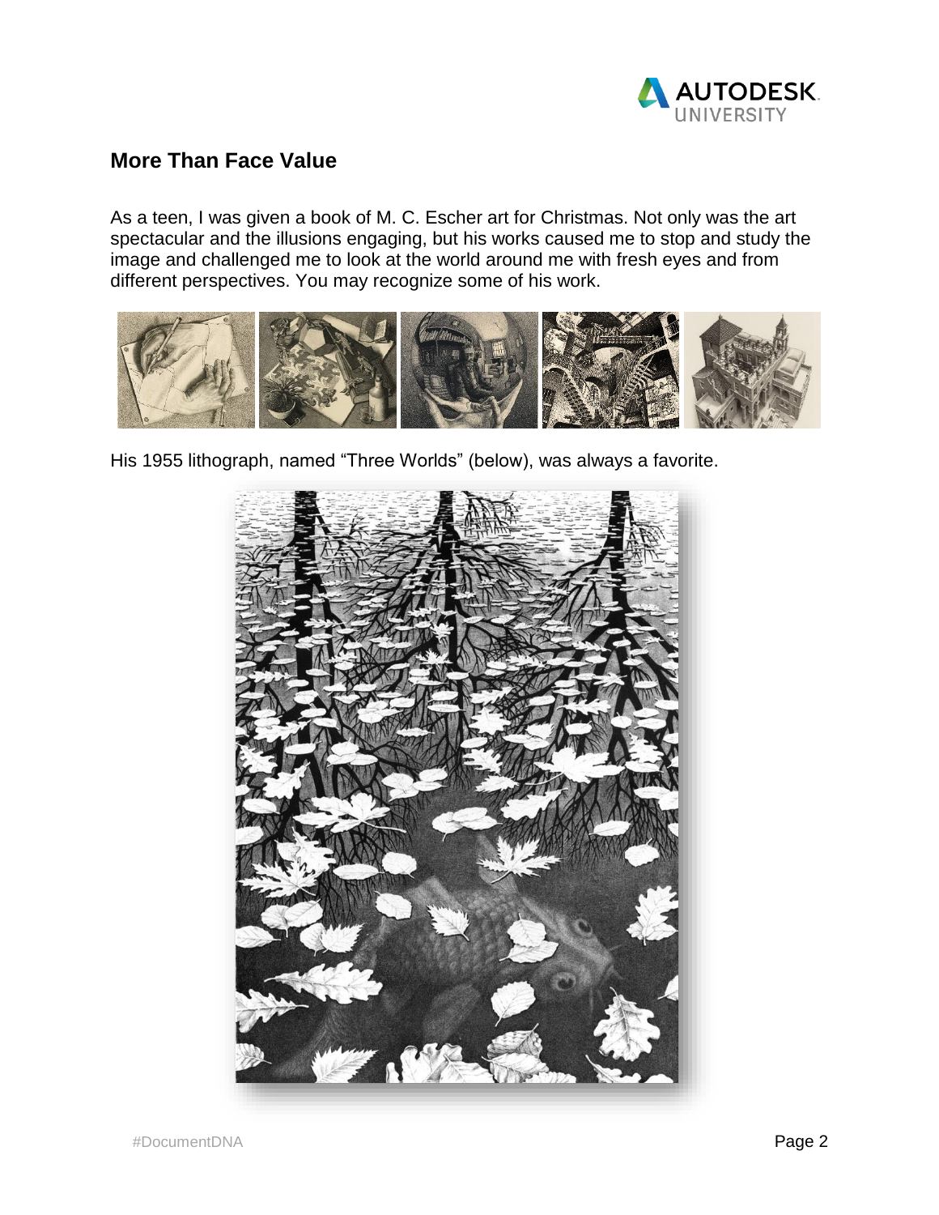## More Than Face Value

As a teen, I was given a book of M. C. Escher art for Christmas. Not only was the art spectacular and the illusions engaging, but his works caused me to stop and study the image and challenged me to look at the world around me with fresh eyes and from different perspectives. You may recognize some of his work.

His 1955 lithograph, named "Three Worlds" (below), was always a favorite.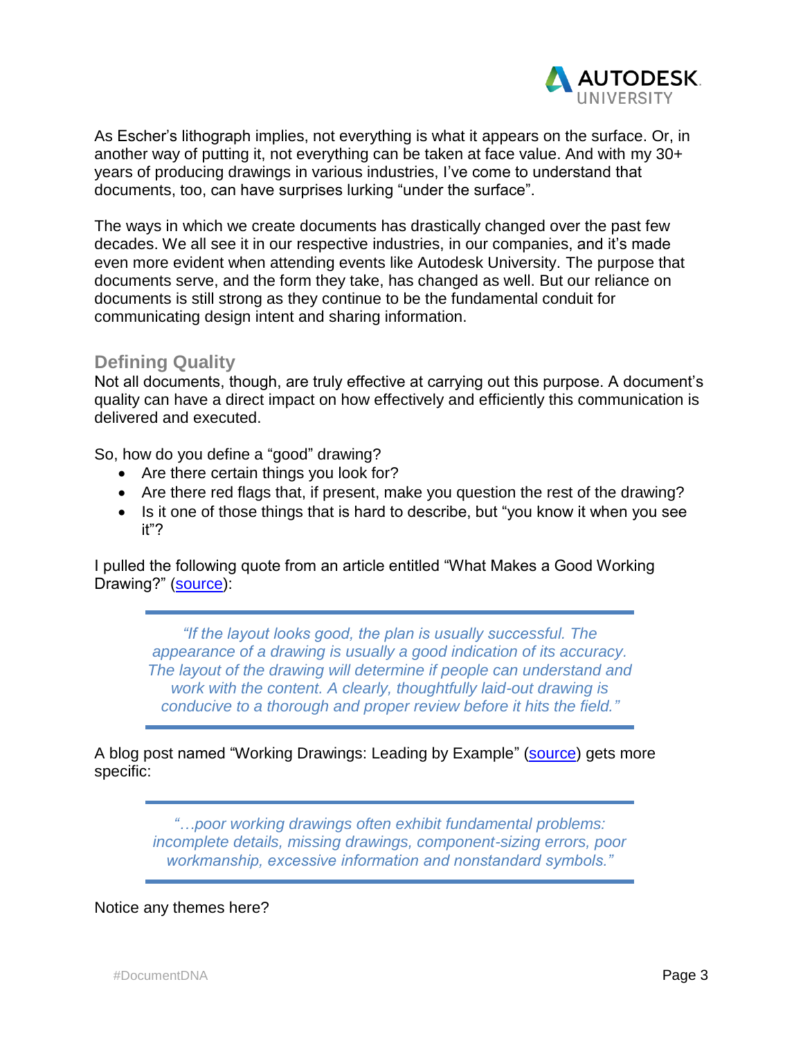As Escher's lithograph implies, not everything is what it appears on the surface. Or, in another way of putting it, not everything can be taken at face value. And with my 30+ years of producing drawings in various industries, I've come to understand that documents, too, can have surprises lurking "under the surface".

The ways in which we create documents has drastically changed over the past few decades. We all see it in our respective industries, in our companies, and it's made even more evident when attending events like Autodesk University. The purpose that documents serve, and the form they take, has changed as well. But our reliance on documents is still strong as they continue to be the fundamental conduit for communicating design intent and sharing information.

## Defining Quality

Not all documents, though, are truly effective at carrying out this purpose. A document's quality can have a direct impact on how effectively and efficiently this communication is delivered and executed.

So, how do you define a "good" drawing?

- Are there certain things you look for?
- Are there red flags that, if present, make you question the rest of the drawing?
- Is it one of those things that is hard to describe, but "you know it when you see it"?

I pulled the following quote from an article entitled "What Makes a Good Working Drawing?" (source):

> *"If the layout looks good, the plan is usually successful. The appearance of a drawing is usually a good indication of its accuracy. The layout of the drawing will determine if people can understand and work with the content. A clearly, thoughtfully laid-out drawing is conducive to a thorough and proper review before it hits the field."*

A blog post named "Working Drawings: Leading by Example" (source) gets more specific:

> *"…poor working drawings often exhibit fundamental problems: incomplete details, missing drawings, component-sizing errors, poor workmanship, excessive information and nonstandard symbols."*

Notice any themes here?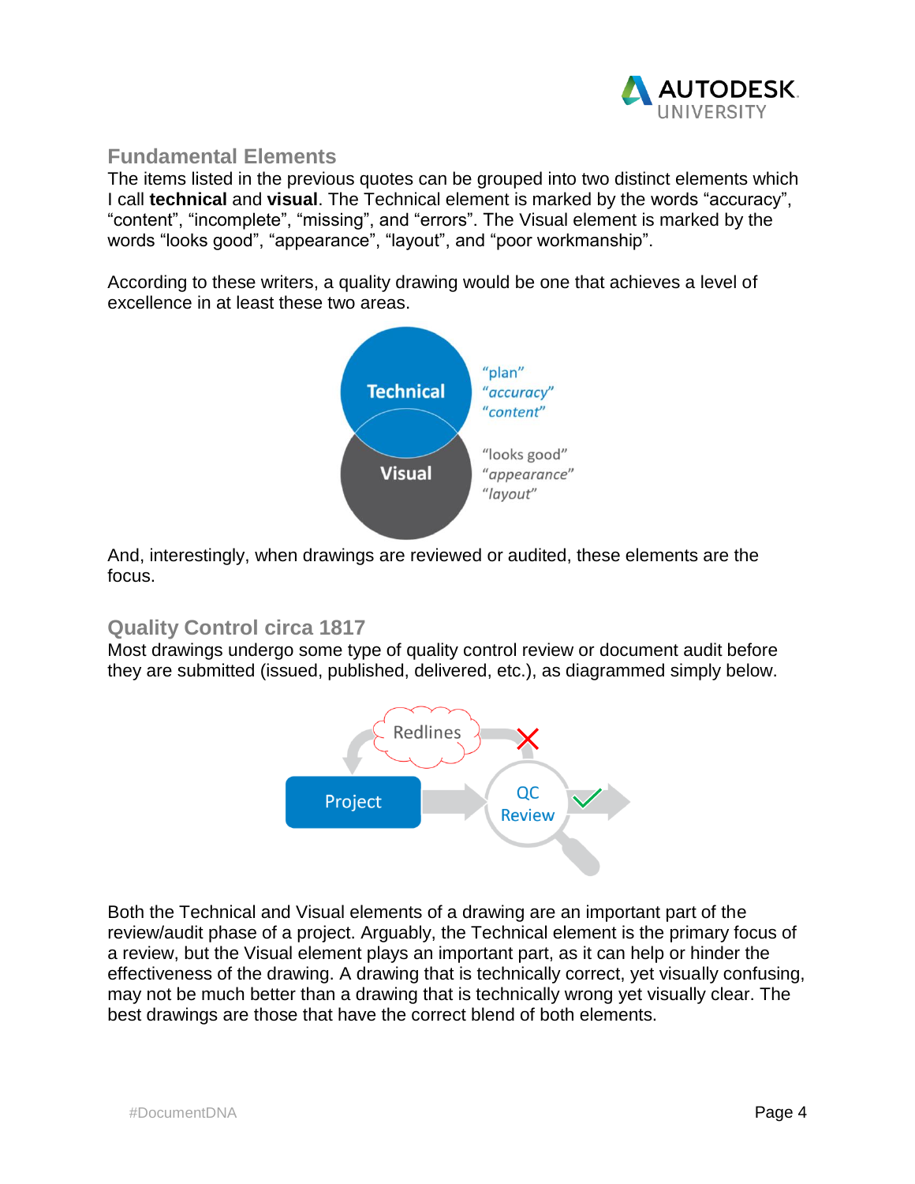## Fundamental Elements

The items listed in the previous quotes can be grouped into two distinct elements which I call **technical** and **visual**. The Technical element is marked by the words “accuracy”, “content”, “incomplete”, “missing”, and “errors”. The Visual element is marked by the words “looks good”, “appearance”, “layout”, and “poor workmanship”.

According to these writers, a quality drawing would be one that achieves a level of excellence in at least these two areas.

And, interestingly, when drawings are reviewed or audited, these elements are the focus.

## Quality Control circa 1817

Most drawings undergo some type of quality control review or document audit before they are submitted (issued, published, delivered, etc.), as diagrammed simply below.

Both the Technical and Visual elements of a drawing are an important part of the review/audit phase of a project. Arguably, the Technical element is the primary focus of a review, but the Visual element plays an important part, as it can help or hinder the effectiveness of the drawing. A drawing that is technically correct, yet visually confusing, may not be much better than a drawing that is technically wrong yet visually clear. The best drawings are those that have the correct blend of both elements.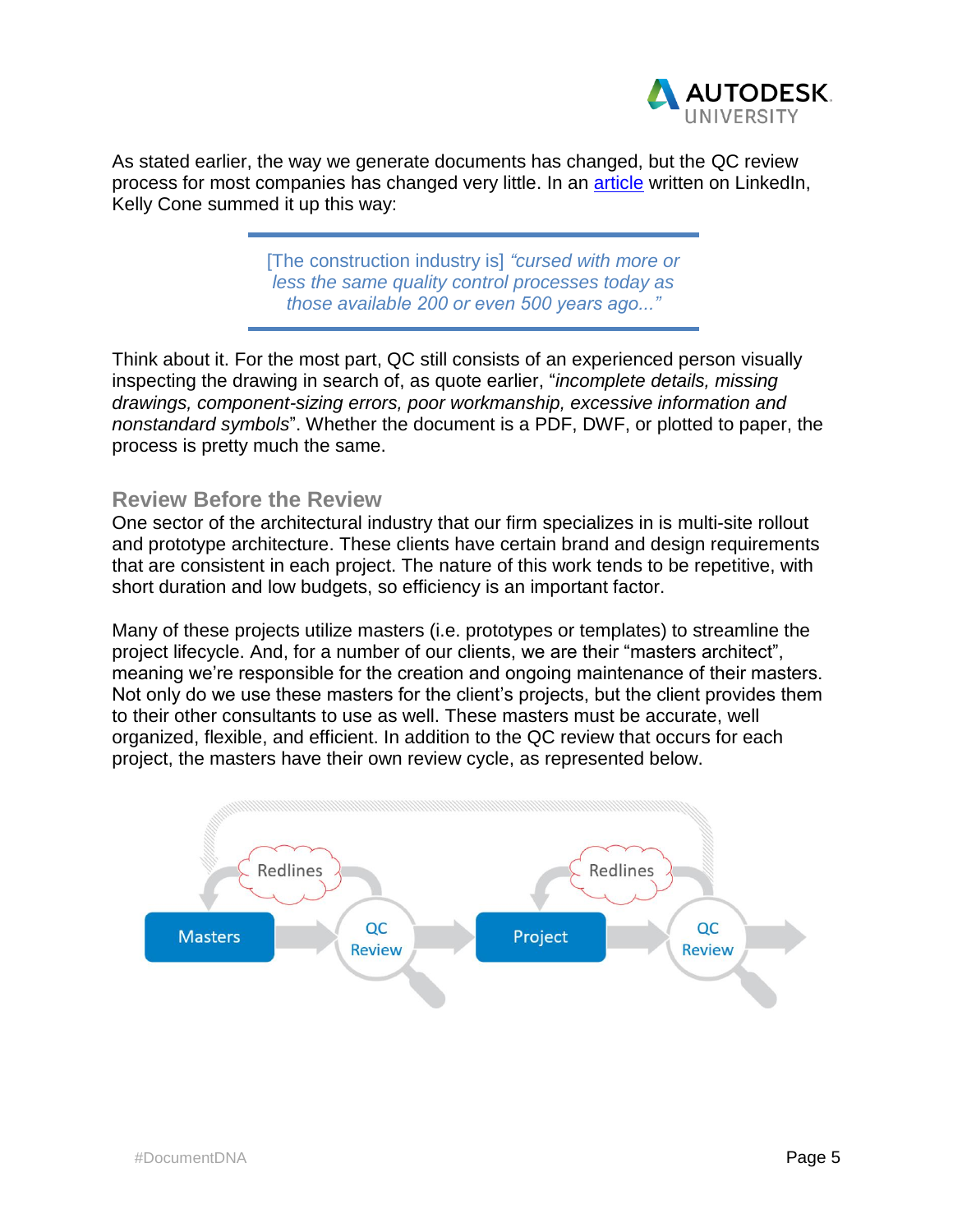As stated earlier, the way we generate documents has changed, but the QC review process for most companies has changed very little. In an [article](#) written on LinkedIn, Kelly Cone summed it up this way:

> [The construction industry is] *"cursed with more or less the same quality control processes today as those available 200 or even 500 years ago..."*

Think about it. For the most part, QC still consists of an experienced person visually inspecting the drawing in search of, as quote earlier, "*incomplete details, missing drawings, component-sizing errors, poor workmanship, excessive information and nonstandard symbols*". Whether the document is a PDF, DWF, or plotted to paper, the process is pretty much the same.

## Review Before the Review

One sector of the architectural industry that our firm specializes in is multi-site rollout and prototype architecture. These clients have certain brand and design requirements that are consistent in each project. The nature of this work tends to be repetitive, with short duration and low budgets, so efficiency is an important factor.

Many of these projects utilize masters (i.e. prototypes or templates) to streamline the project lifecycle. And, for a number of our clients, we are their "masters architect", meaning we're responsible for the creation and ongoing maintenance of their masters. Not only do we use these masters for the client's projects, but the client provides them to their other consultants to use as well. These masters must be accurate, well organized, flexible, and efficient. In addition to the QC review that occurs for each project, the masters have their own review cycle, as represented below.

Redlines → Masters → QC Review → Project → QC Review; Redlines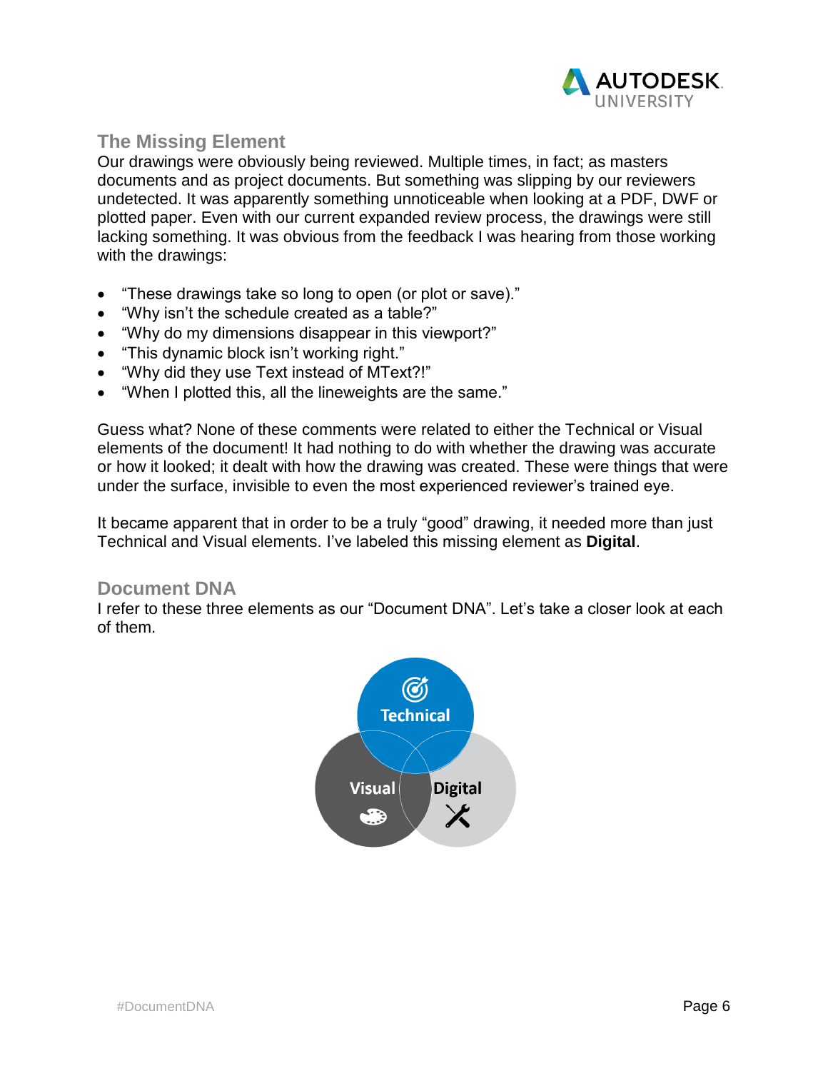## The Missing Element

Our drawings were obviously being reviewed. Multiple times, in fact; as masters documents and as project documents. But something was slipping by our reviewers undetected. It was apparently something unnoticeable when looking at a PDF, DWF or plotted paper. Even with our current expanded review process, the drawings were still lacking something. It was obvious from the feedback I was hearing from those working with the drawings:

- "These drawings take so long to open (or plot or save)."
- "Why isn't the schedule created as a table?"
- "Why do my dimensions disappear in this viewport?"
- "This dynamic block isn't working right."
- "Why did they use Text instead of MText?!"
- "When I plotted this, all the lineweights are the same."

Guess what? None of these comments were related to either the Technical or Visual elements of the document! It had nothing to do with whether the drawing was accurate or how it looked; it dealt with how the drawing was created. These were things that were under the surface, invisible to even the most experienced reviewer's trained eye.

It became apparent that in order to be a truly "good" drawing, it needed more than just Technical and Visual elements. I've labeled this missing element as **Digital**.

## Document DNA

I refer to these three elements as our "Document DNA". Let's take a closer look at each of them.

Technical

Visual

Digital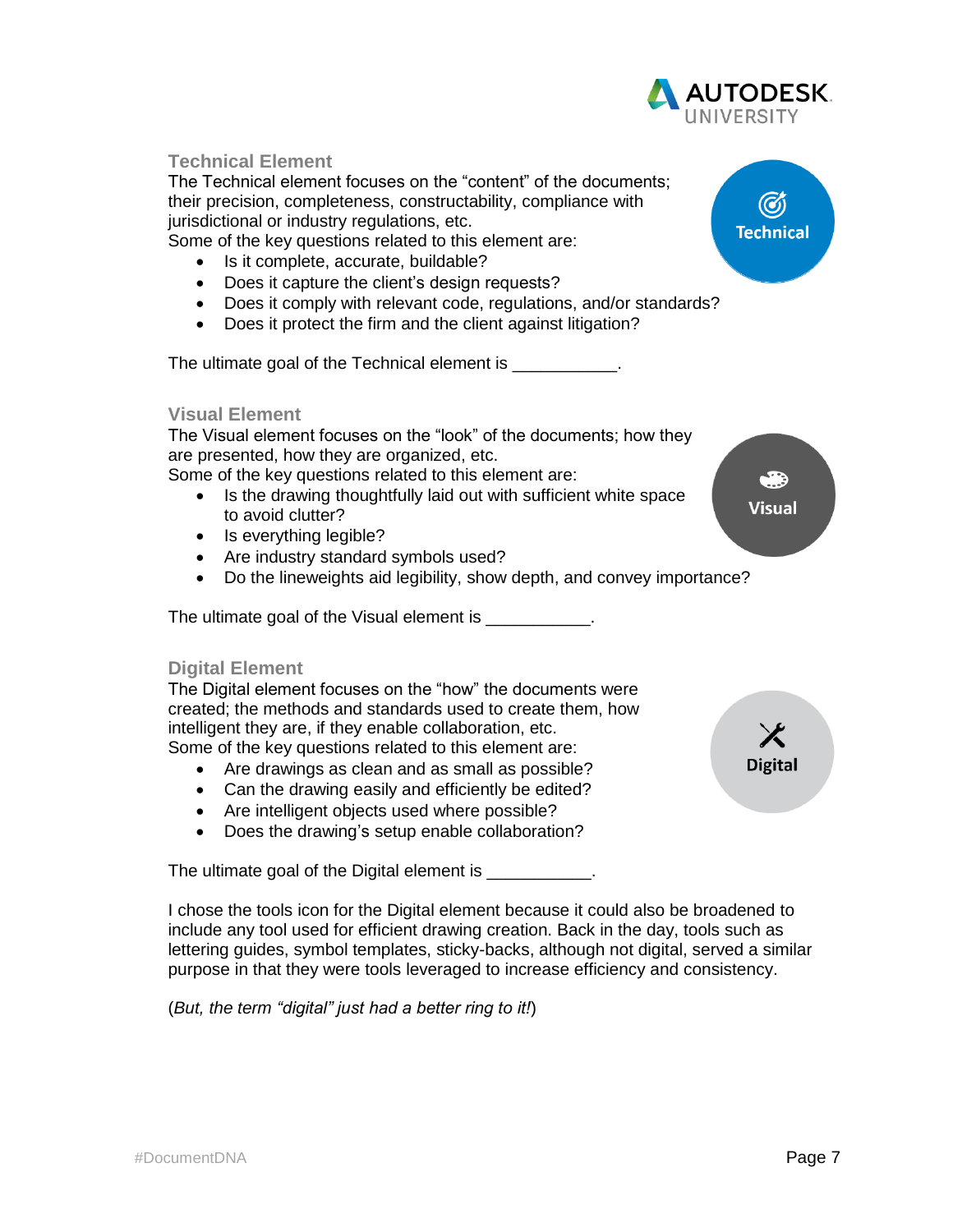### Technical Element

The Technical element focuses on the "content" of the documents; their precision, completeness, constructability, compliance with jurisdictional or industry regulations, etc.

Some of the key questions related to this element are:

- Is it complete, accurate, buildable?
- Does it capture the client's design requests?
- Does it comply with relevant code, regulations, and/or standards?
- Does it protect the firm and the client against litigation?

The ultimate goal of the Technical element is ___________.

### Visual Element

The Visual element focuses on the "look" of the documents; how they are presented, how they are organized, etc.

Some of the key questions related to this element are:

- Is the drawing thoughtfully laid out with sufficient white space to avoid clutter?
- Is everything legible?
- Are industry standard symbols used?
- Do the lineweights aid legibility, show depth, and convey importance?

The ultimate goal of the Visual element is ___________.

### Digital Element

The Digital element focuses on the "how" the documents were created; the methods and standards used to create them, how intelligent they are, if they enable collaboration, etc.

Some of the key questions related to this element are:

- Are drawings as clean and as small as possible?
- Can the drawing easily and efficiently be edited?
- Are intelligent objects used where possible?
- Does the drawing's setup enable collaboration?

The ultimate goal of the Digital element is ___________.

I chose the tools icon for the Digital element because it could also be broadened to include any tool used for efficient drawing creation. Back in the day, tools such as lettering guides, symbol templates, sticky-backs, although not digital, served a similar purpose in that they were tools leveraged to increase efficiency and consistency.

(*But, the term "digital" just had a better ring to it!*)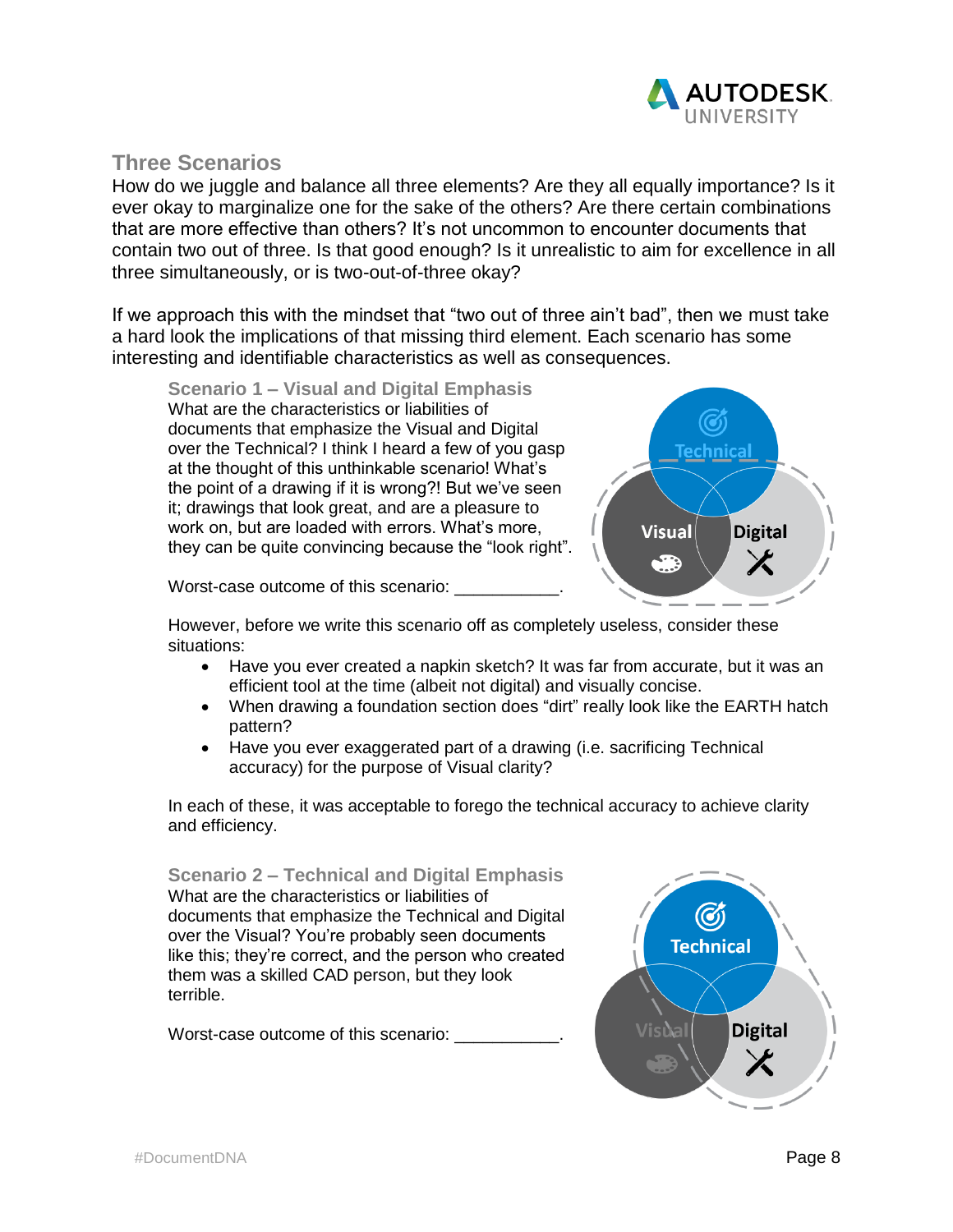## Three Scenarios

How do we juggle and balance all three elements? Are they all equally importance? Is it ever okay to marginalize one for the sake of the others? Are there certain combinations that are more effective than others? It's not uncommon to encounter documents that contain two out of three. Is that good enough? Is it unrealistic to aim for excellence in all three simultaneously, or is two-out-of-three okay?

If we approach this with the mindset that "two out of three ain't bad", then we must take a hard look the implications of that missing third element. Each scenario has some interesting and identifiable characteristics as well as consequences.

### Scenario 1 – Visual and Digital Emphasis

What are the characteristics or liabilities of documents that emphasize the Visual and Digital over the Technical? I think I heard a few of you gasp at the thought of this unthinkable scenario! What's the point of a drawing if it is wrong?! But we've seen it; drawings that look great, and are a pleasure to work on, but are loaded with errors. What's more, they can be quite convincing because the "look right".

Worst-case outcome of this scenario: ___________.

However, before we write this scenario off as completely useless, consider these situations:

- Have you ever created a napkin sketch? It was far from accurate, but it was an efficient tool at the time (albeit not digital) and visually concise.
- When drawing a foundation section does "dirt" really look like the EARTH hatch pattern?
- Have you ever exaggerated part of a drawing (i.e. sacrificing Technical accuracy) for the purpose of Visual clarity?

In each of these, it was acceptable to forego the technical accuracy to achieve clarity and efficiency.

### Scenario 2 – Technical and Digital Emphasis

What are the characteristics or liabilities of documents that emphasize the Technical and Digital over the Visual? You're probably seen documents like this; they're correct, and the person who created them was a skilled CAD person, but they look terrible.

Worst-case outcome of this scenario: ___________.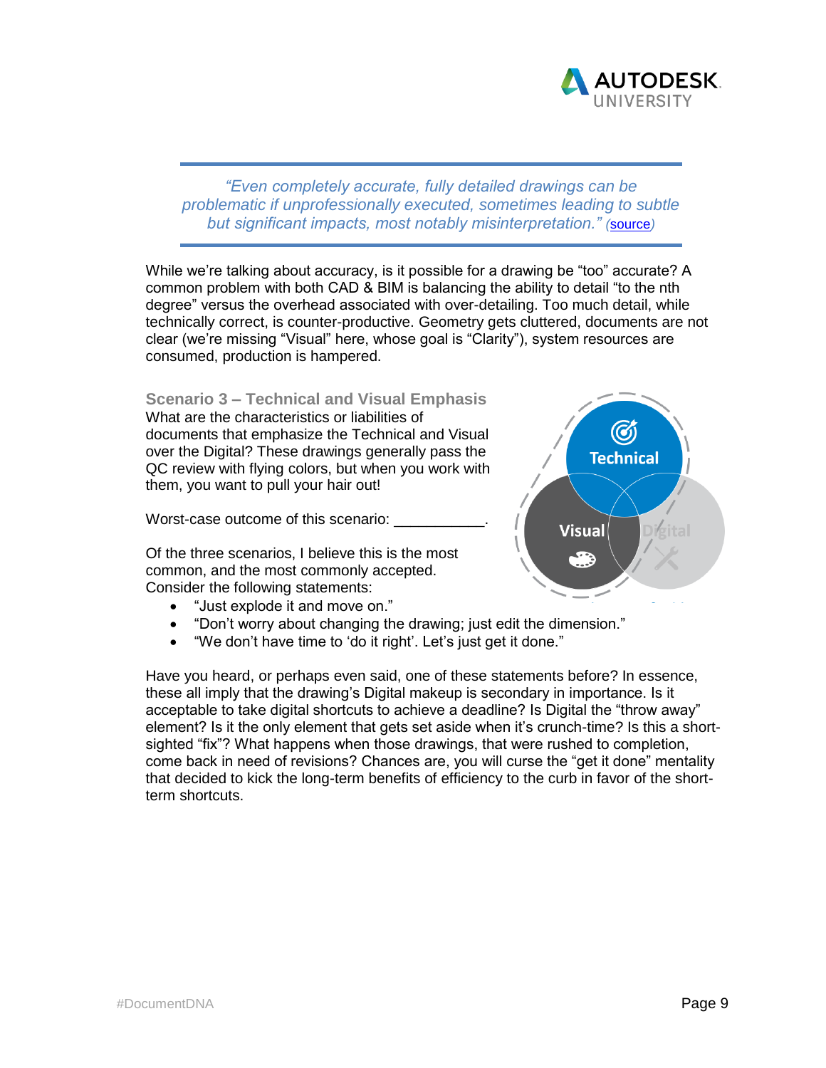> *"Even completely accurate, fully detailed drawings can be problematic if unprofessionally executed, sometimes leading to subtle but significant impacts, most notably misinterpretation." (source)*

While we're talking about accuracy, is it possible for a drawing be "too" accurate? A common problem with both CAD & BIM is balancing the ability to detail "to the nth degree" versus the overhead associated with over-detailing. Too much detail, while technically correct, is counter-productive. Geometry gets cluttered, documents are not clear (we're missing "Visual" here, whose goal is "Clarity"), system resources are consumed, production is hampered.

### Scenario 3 – Technical and Visual Emphasis

What are the characteristics or liabilities of documents that emphasize the Technical and Visual over the Digital? These drawings generally pass the QC review with flying colors, but when you work with them, you want to pull your hair out!

Worst-case outcome of this scenario: ___________.

Of the three scenarios, I believe this is the most common, and the most commonly accepted. Consider the following statements:

- "Just explode it and move on."
- "Don't worry about changing the drawing; just edit the dimension."
- "We don't have time to 'do it right'. Let's just get it done."

Have you heard, or perhaps even said, one of these statements before? In essence, these all imply that the drawing's Digital makeup is secondary in importance. Is it acceptable to take digital shortcuts to achieve a deadline? Is Digital the "throw away" element? Is it the only element that gets set aside when it's crunch-time? Is this a short-sighted "fix"? What happens when those drawings, that were rushed to completion, come back in need of revisions? Chances are, you will curse the "get it done" mentality that decided to kick the long-term benefits of efficiency to the curb in favor of the short-term shortcuts.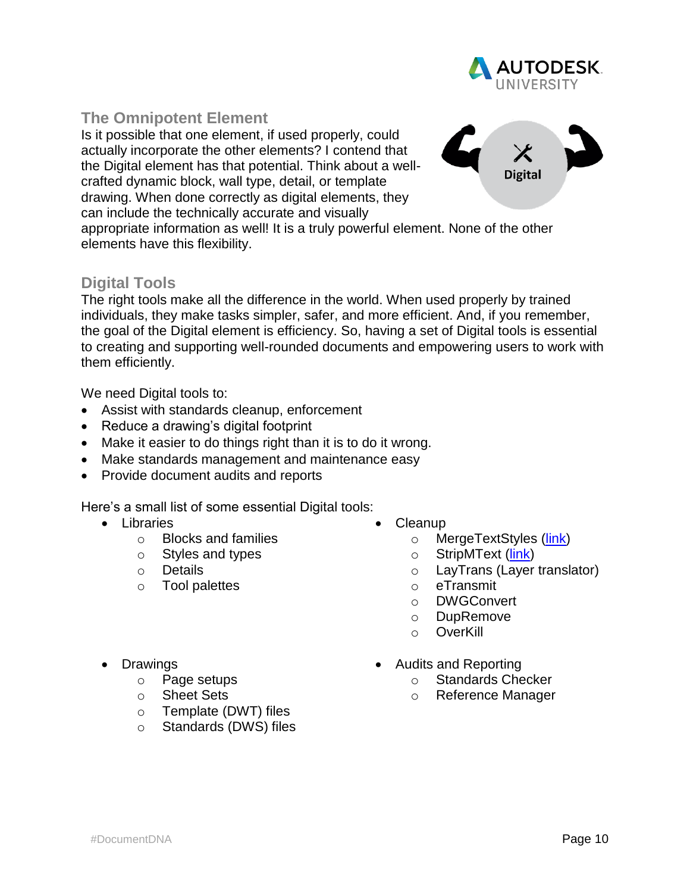## The Omnipotent Element

Is it possible that one element, if used properly, could actually incorporate the other elements? I contend that the Digital element has that potential. Think about a well-crafted dynamic block, wall type, detail, or template drawing. When done correctly as digital elements, they can include the technically accurate and visually appropriate information as well! It is a truly powerful element. None of the other elements have this flexibility.

## Digital Tools

The right tools make all the difference in the world. When used properly by trained individuals, they make tasks simpler, safer, and more efficient. And, if you remember, the goal of the Digital element is efficiency. So, having a set of Digital tools is essential to creating and supporting well-rounded documents and empowering users to work with them efficiently.

We need Digital tools to:

- Assist with standards cleanup, enforcement
- Reduce a drawing's digital footprint
- Make it easier to do things right than it is to do it wrong.
- Make standards management and maintenance easy
- Provide document audits and reports

Here's a small list of some essential Digital tools:

- Libraries
  - Blocks and families
  - Styles and types
  - Details
  - Tool palettes
- Drawings
  - Page setups
  - Sheet Sets
  - Template (DWT) files
  - Standards (DWS) files
- Cleanup
  - MergeTextStyles (link)
  - StripMText (link)
  - LayTrans (Layer translator)
  - eTransmit
  - DWGConvert
  - DupRemove
  - OverKill
- Audits and Reporting
  - Standards Checker
  - Reference Manager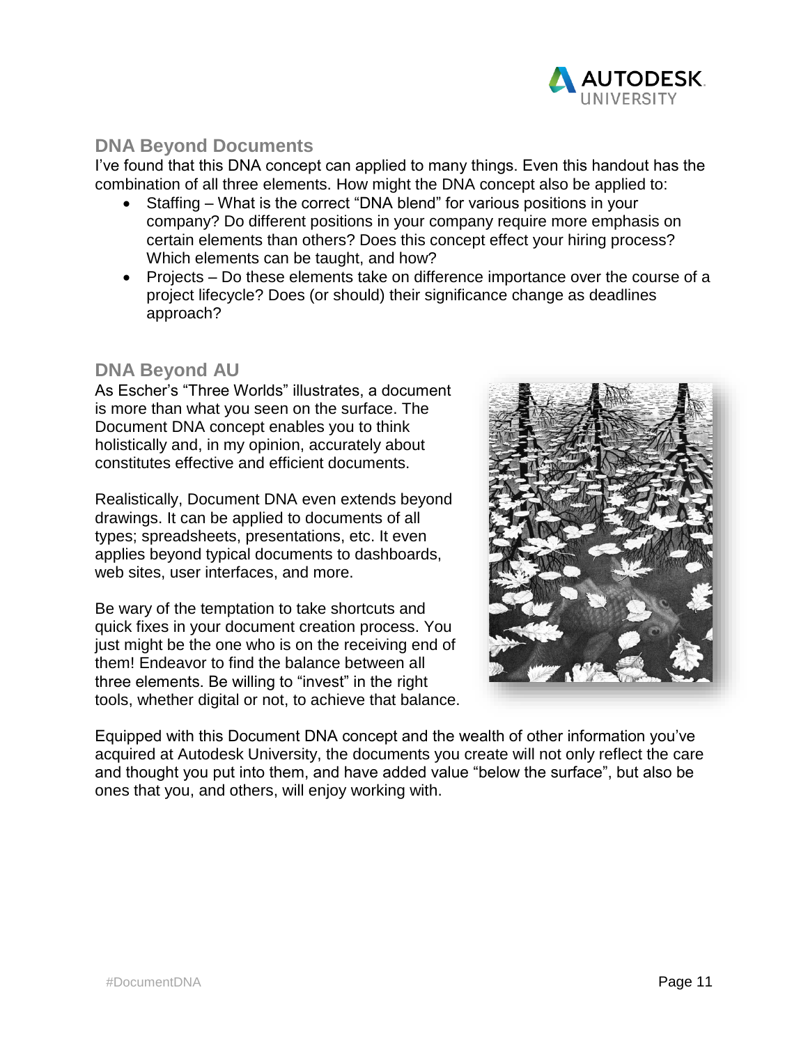## DNA Beyond Documents

I've found that this DNA concept can applied to many things. Even this handout has the combination of all three elements. How might the DNA concept also be applied to:

- Staffing – What is the correct "DNA blend" for various positions in your company? Do different positions in your company require more emphasis on certain elements than others? Does this concept effect your hiring process? Which elements can be taught, and how?
- Projects – Do these elements take on difference importance over the course of a project lifecycle? Does (or should) their significance change as deadlines approach?

## DNA Beyond AU

As Escher's "Three Worlds" illustrates, a document is more than what you seen on the surface. The Document DNA concept enables you to think holistically and, in my opinion, accurately about constitutes effective and efficient documents.

Realistically, Document DNA even extends beyond drawings. It can be applied to documents of all types; spreadsheets, presentations, etc. It even applies beyond typical documents to dashboards, web sites, user interfaces, and more.

Be wary of the temptation to take shortcuts and quick fixes in your document creation process. You just might be the one who is on the receiving end of them! Endeavor to find the balance between all three elements. Be willing to "invest" in the right tools, whether digital or not, to achieve that balance.

Equipped with this Document DNA concept and the wealth of other information you've acquired at Autodesk University, the documents you create will not only reflect the care and thought you put into them, and have added value "below the surface", but also be ones that you, and others, will enjoy working with.